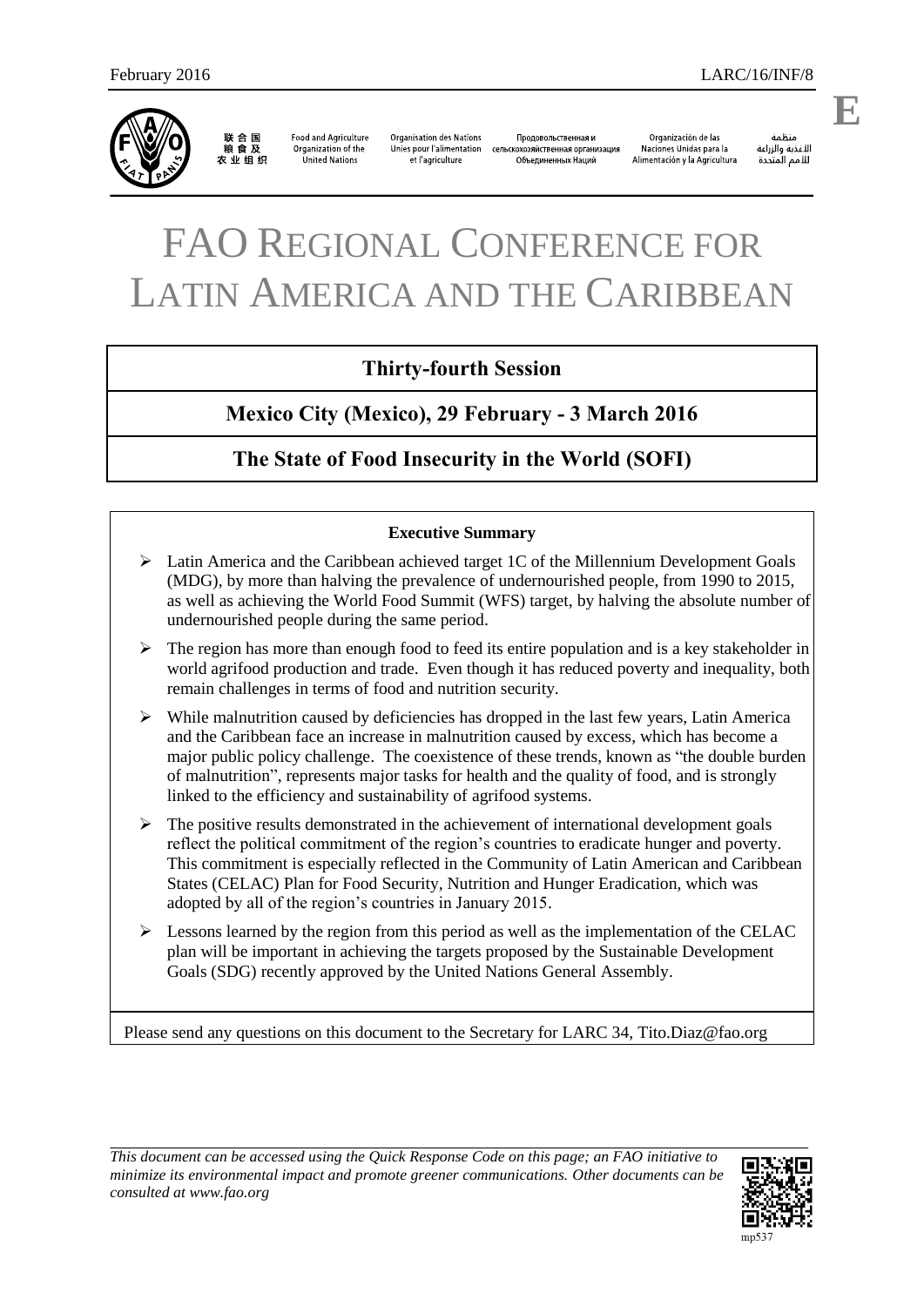February 2016 LARC/16/INF/8

联合国粮食及农业组织 | Food and Agriculture Organization of the United Nations | Organisation des Nations Unies pour l'alimentation et l'agriculture | Продовольственная и сельскохозяйственная организация Объединенных Наций | Organización de las Naciones Unidas para la Alimentación y la Agricultura | منظمة الأغذية والزراعة للأمم المتحدة

**E**

# FAO REGIONAL CONFERENCE FOR LATIN AMERICA AND THE CARIBBEAN

## Thirty-fourth Session

## Mexico City (Mexico), 29 February - 3 March 2016

## The State of Food Insecurity in the World (SOFI)

**Executive Summary**

- Latin America and the Caribbean achieved target 1C of the Millennium Development Goals (MDG), by more than halving the prevalence of undernourished people, from 1990 to 2015, as well as achieving the World Food Summit (WFS) target, by halving the absolute number of undernourished people during the same period.
- The region has more than enough food to feed its entire population and is a key stakeholder in world agrifood production and trade. Even though it has reduced poverty and inequality, both remain challenges in terms of food and nutrition security.
- While malnutrition caused by deficiencies has dropped in the last few years, Latin America and the Caribbean face an increase in malnutrition caused by excess, which has become a major public policy challenge. The coexistence of these trends, known as "the double burden of malnutrition", represents major tasks for health and the quality of food, and is strongly linked to the efficiency and sustainability of agrifood systems.
- The positive results demonstrated in the achievement of international development goals reflect the political commitment of the region's countries to eradicate hunger and poverty. This commitment is especially reflected in the Community of Latin American and Caribbean States (CELAC) Plan for Food Security, Nutrition and Hunger Eradication, which was adopted by all of the region's countries in January 2015.
- Lessons learned by the region from this period as well as the implementation of the CELAC plan will be important in achieving the targets proposed by the Sustainable Development Goals (SDG) recently approved by the United Nations General Assembly.

Please send any questions on this document to the Secretary for LARC 34, Tito.Diaz@fao.org

*This document can be accessed using the Quick Response Code on this page; an FAO initiative to minimize its environmental impact and promote greener communications. Other documents can be consulted at www.fao.org*

mp537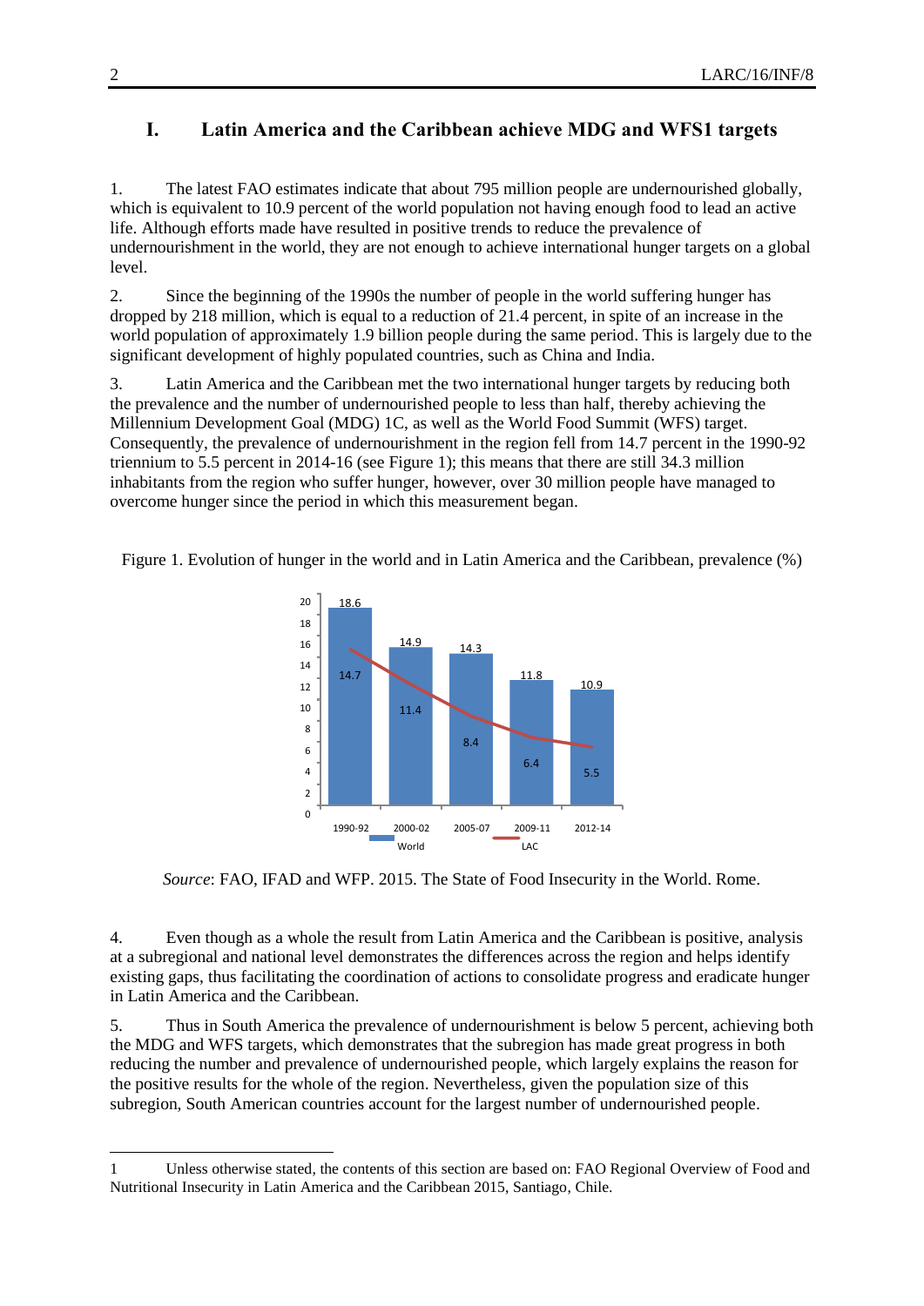## I. Latin America and the Caribbean achieve MDG and WFS[1] targets

1. The latest FAO estimates indicate that about 795 million people are undernourished globally, which is equivalent to 10.9 percent of the world population not having enough food to lead an active life. Although efforts made have resulted in positive trends to reduce the prevalence of undernourishment in the world, they are not enough to achieve international hunger targets on a global level.

2. Since the beginning of the 1990s the number of people in the world suffering hunger has dropped by 218 million, which is equal to a reduction of 21.4 percent, in spite of an increase in the world population of approximately 1.9 billion people during the same period. This is largely due to the significant development of highly populated countries, such as China and India.

3. Latin America and the Caribbean met the two international hunger targets by reducing both the prevalence and the number of undernourished people to less than half, thereby achieving the Millennium Development Goal (MDG) 1C, as well as the World Food Summit (WFS) target. Consequently, the prevalence of undernourishment in the region fell from 14.7 percent in the 1990-92 triennium to 5.5 percent in 2014-16 (see Figure 1); this means that there are still 34.3 million inhabitants from the region who suffer hunger, however, over 30 million people have managed to overcome hunger since the period in which this measurement began.

Figure 1. Evolution of hunger in the world and in Latin America and the Caribbean, prevalence (%)

| | 1990-92 | 2000-02 | 2005-07 | 2009-11 | 2012-14 |
|---|---|---|---|---|---|
| World | 18.6 | 14.9 | 14.3 | 11.8 | 10.9 |
| LAC | 14.7 | 11.4 | 8.4 | 6.4 | 5.5 |

*Source*: FAO, IFAD and WFP. 2015. The State of Food Insecurity in the World. Rome.

4. Even though as a whole the result from Latin America and the Caribbean is positive, analysis at a subregional and national level demonstrates the differences across the region and helps identify existing gaps, thus facilitating the coordination of actions to consolidate progress and eradicate hunger in Latin America and the Caribbean.

5. Thus in South America the prevalence of undernourishment is below 5 percent, achieving both the MDG and WFS targets, which demonstrates that the subregion has made great progress in both reducing the number and prevalence of undernourished people, which largely explains the reason for the positive results for the whole of the region. Nevertheless, given the population size of this subregion, South American countries account for the largest number of undernourished people.

---

[1] Unless otherwise stated, the contents of this section are based on: FAO Regional Overview of Food and Nutritional Insecurity in Latin America and the Caribbean 2015, Santiago, Chile.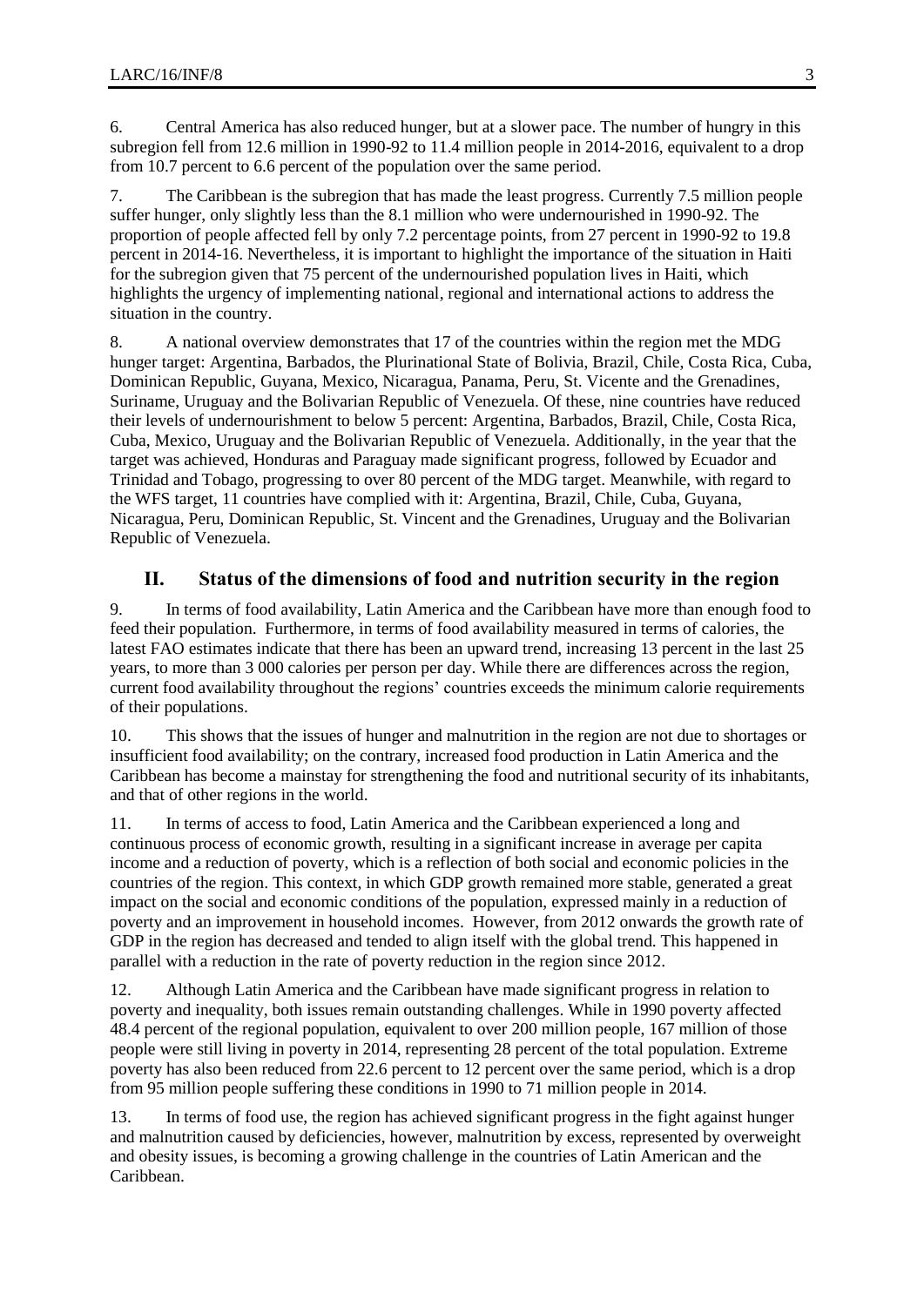6. Central America has also reduced hunger, but at a slower pace. The number of hungry in this subregion fell from 12.6 million in 1990-92 to 11.4 million people in 2014-2016, equivalent to a drop from 10.7 percent to 6.6 percent of the population over the same period.

7. The Caribbean is the subregion that has made the least progress. Currently 7.5 million people suffer hunger, only slightly less than the 8.1 million who were undernourished in 1990-92. The proportion of people affected fell by only 7.2 percentage points, from 27 percent in 1990-92 to 19.8 percent in 2014-16. Nevertheless, it is important to highlight the importance of the situation in Haiti for the subregion given that 75 percent of the undernourished population lives in Haiti, which highlights the urgency of implementing national, regional and international actions to address the situation in the country.

8. A national overview demonstrates that 17 of the countries within the region met the MDG hunger target: Argentina, Barbados, the Plurinational State of Bolivia, Brazil, Chile, Costa Rica, Cuba, Dominican Republic, Guyana, Mexico, Nicaragua, Panama, Peru, St. Vicente and the Grenadines, Suriname, Uruguay and the Bolivarian Republic of Venezuela. Of these, nine countries have reduced their levels of undernourishment to below 5 percent: Argentina, Barbados, Brazil, Chile, Costa Rica, Cuba, Mexico, Uruguay and the Bolivarian Republic of Venezuela. Additionally, in the year that the target was achieved, Honduras and Paraguay made significant progress, followed by Ecuador and Trinidad and Tobago, progressing to over 80 percent of the MDG target. Meanwhile, with regard to the WFS target, 11 countries have complied with it: Argentina, Brazil, Chile, Cuba, Guyana, Nicaragua, Peru, Dominican Republic, St. Vincent and the Grenadines, Uruguay and the Bolivarian Republic of Venezuela.

## II. Status of the dimensions of food and nutrition security in the region

9. In terms of food availability, Latin America and the Caribbean have more than enough food to feed their population. Furthermore, in terms of food availability measured in terms of calories, the latest FAO estimates indicate that there has been an upward trend, increasing 13 percent in the last 25 years, to more than 3 000 calories per person per day. While there are differences across the region, current food availability throughout the regions' countries exceeds the minimum calorie requirements of their populations.

10. This shows that the issues of hunger and malnutrition in the region are not due to shortages or insufficient food availability; on the contrary, increased food production in Latin America and the Caribbean has become a mainstay for strengthening the food and nutritional security of its inhabitants, and that of other regions in the world.

11. In terms of access to food, Latin America and the Caribbean experienced a long and continuous process of economic growth, resulting in a significant increase in average per capita income and a reduction of poverty, which is a reflection of both social and economic policies in the countries of the region. This context, in which GDP growth remained more stable, generated a great impact on the social and economic conditions of the population, expressed mainly in a reduction of poverty and an improvement in household incomes. However, from 2012 onwards the growth rate of GDP in the region has decreased and tended to align itself with the global trend. This happened in parallel with a reduction in the rate of poverty reduction in the region since 2012.

12. Although Latin America and the Caribbean have made significant progress in relation to poverty and inequality, both issues remain outstanding challenges. While in 1990 poverty affected 48.4 percent of the regional population, equivalent to over 200 million people, 167 million of those people were still living in poverty in 2014, representing 28 percent of the total population. Extreme poverty has also been reduced from 22.6 percent to 12 percent over the same period, which is a drop from 95 million people suffering these conditions in 1990 to 71 million people in 2014.

13. In terms of food use, the region has achieved significant progress in the fight against hunger and malnutrition caused by deficiencies, however, malnutrition by excess, represented by overweight and obesity issues, is becoming a growing challenge in the countries of Latin American and the Caribbean.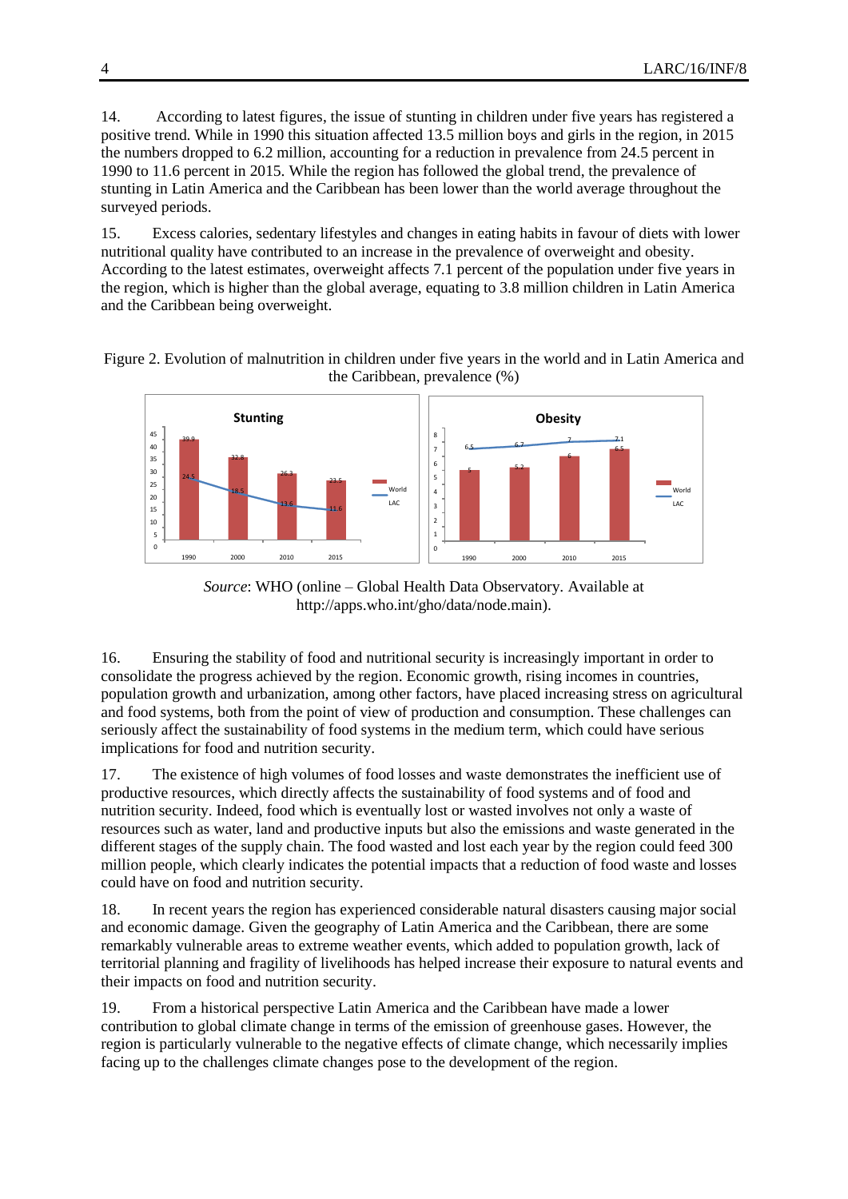14. According to latest figures, the issue of stunting in children under five years has registered a positive trend. While in 1990 this situation affected 13.5 million boys and girls in the region, in 2015 the numbers dropped to 6.2 million, accounting for a reduction in prevalence from 24.5 percent in 1990 to 11.6 percent in 2015. While the region has followed the global trend, the prevalence of stunting in Latin America and the Caribbean has been lower than the world average throughout the surveyed periods.

15. Excess calories, sedentary lifestyles and changes in eating habits in favour of diets with lower nutritional quality have contributed to an increase in the prevalence of overweight and obesity. According to the latest estimates, overweight affects 7.1 percent of the population under five years in the region, which is higher than the global average, equating to 3.8 million children in Latin America and the Caribbean being overweight.

Figure 2. Evolution of malnutrition in children under five years in the world and in Latin America and the Caribbean, prevalence (%)

**Stunting**

| Year | World | LAC |
|---|---|---|
| 1990 | 39.9 | 24.5 |
| 2000 | 32.8 | 18.5 |
| 2010 | 26.3 | 13.6 |
| 2015 | 23.5 | 11.6 |

**Obesity**

| Year | World | LAC |
|---|---|---|
| 1990 | 5 | 6.5 |
| 2000 | 5.2 | 6.7 |
| 2010 | 6 | 7 |
| 2015 | 6.5 | 7.1 |

*Source*: WHO (online – Global Health Data Observatory. Available at http://apps.who.int/gho/data/node.main).

16. Ensuring the stability of food and nutritional security is increasingly important in order to consolidate the progress achieved by the region. Economic growth, rising incomes in countries, population growth and urbanization, among other factors, have placed increasing stress on agricultural and food systems, both from the point of view of production and consumption. These challenges can seriously affect the sustainability of food systems in the medium term, which could have serious implications for food and nutrition security.

17. The existence of high volumes of food losses and waste demonstrates the inefficient use of productive resources, which directly affects the sustainability of food systems and of food and nutrition security. Indeed, food which is eventually lost or wasted involves not only a waste of resources such as water, land and productive inputs but also the emissions and waste generated in the different stages of the supply chain. The food wasted and lost each year by the region could feed 300 million people, which clearly indicates the potential impacts that a reduction of food waste and losses could have on food and nutrition security.

18. In recent years the region has experienced considerable natural disasters causing major social and economic damage. Given the geography of Latin America and the Caribbean, there are some remarkably vulnerable areas to extreme weather events, which added to population growth, lack of territorial planning and fragility of livelihoods has helped increase their exposure to natural events and their impacts on food and nutrition security.

19. From a historical perspective Latin America and the Caribbean have made a lower contribution to global climate change in terms of the emission of greenhouse gases. However, the region is particularly vulnerable to the negative effects of climate change, which necessarily implies facing up to the challenges climate changes pose to the development of the region.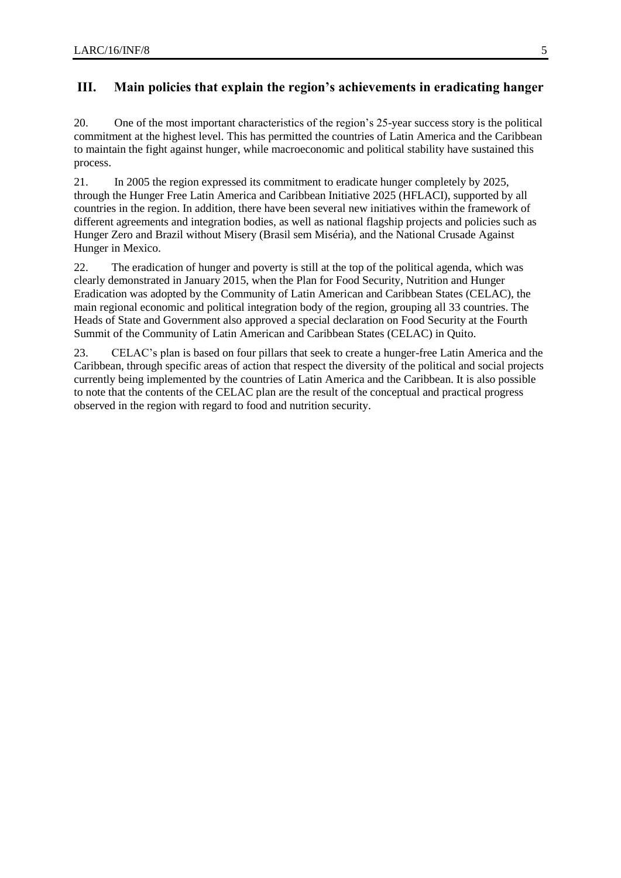## III. Main policies that explain the region's achievements in eradicating hanger

20. One of the most important characteristics of the region's 25-year success story is the political commitment at the highest level. This has permitted the countries of Latin America and the Caribbean to maintain the fight against hunger, while macroeconomic and political stability have sustained this process.

21. In 2005 the region expressed its commitment to eradicate hunger completely by 2025, through the Hunger Free Latin America and Caribbean Initiative 2025 (HFLACI), supported by all countries in the region. In addition, there have been several new initiatives within the framework of different agreements and integration bodies, as well as national flagship projects and policies such as Hunger Zero and Brazil without Misery (Brasil sem Miséria), and the National Crusade Against Hunger in Mexico.

22. The eradication of hunger and poverty is still at the top of the political agenda, which was clearly demonstrated in January 2015, when the Plan for Food Security, Nutrition and Hunger Eradication was adopted by the Community of Latin American and Caribbean States (CELAC), the main regional economic and political integration body of the region, grouping all 33 countries. The Heads of State and Government also approved a special declaration on Food Security at the Fourth Summit of the Community of Latin American and Caribbean States (CELAC) in Quito.

23. CELAC's plan is based on four pillars that seek to create a hunger-free Latin America and the Caribbean, through specific areas of action that respect the diversity of the political and social projects currently being implemented by the countries of Latin America and the Caribbean. It is also possible to note that the contents of the CELAC plan are the result of the conceptual and practical progress observed in the region with regard to food and nutrition security.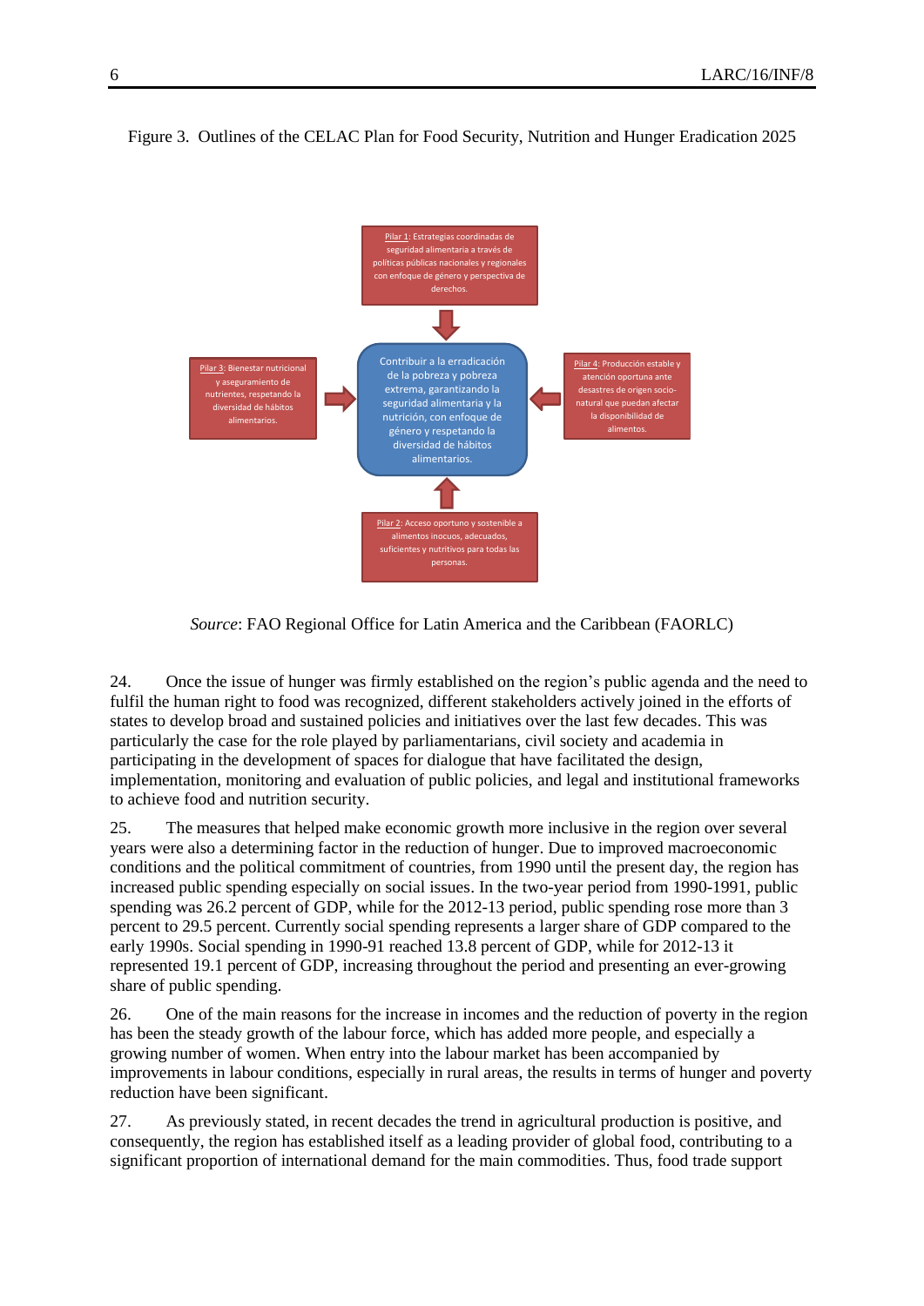Figure 3. Outlines of the CELAC Plan for Food Security, Nutrition and Hunger Eradication 2025

Pilar 1: Estrategias coordinadas de seguridad alimentaria a través de políticas públicas nacionales y regionales con enfoque de género y perspectiva de derechos.

Pilar 3: Bienestar nutricional y aseguramiento de nutrientes, respetando la diversidad de hábitos alimentarios.

Contribuir a la erradicación de la pobreza y pobreza extrema, garantizando la seguridad alimentaria y la nutrición, con enfoque de género y respetando la diversidad de hábitos alimentarios.

Pilar 4: Producción estable y atención oportuna ante desastres de origen socio-natural que puedan afectar la disponibilidad de alimentos.

Pilar 2: Acceso oportuno y sostenible a alimentos inocuos, adecuados, suficientes y nutritivos para todas las personas.

*Source*: FAO Regional Office for Latin America and the Caribbean (FAORLC)

24. Once the issue of hunger was firmly established on the region's public agenda and the need to fulfil the human right to food was recognized, different stakeholders actively joined in the efforts of states to develop broad and sustained policies and initiatives over the last few decades. This was particularly the case for the role played by parliamentarians, civil society and academia in participating in the development of spaces for dialogue that have facilitated the design, implementation, monitoring and evaluation of public policies, and legal and institutional frameworks to achieve food and nutrition security.

25. The measures that helped make economic growth more inclusive in the region over several years were also a determining factor in the reduction of hunger. Due to improved macroeconomic conditions and the political commitment of countries, from 1990 until the present day, the region has increased public spending especially on social issues. In the two-year period from 1990-1991, public spending was 26.2 percent of GDP, while for the 2012-13 period, public spending rose more than 3 percent to 29.5 percent. Currently social spending represents a larger share of GDP compared to the early 1990s. Social spending in 1990-91 reached 13.8 percent of GDP, while for 2012-13 it represented 19.1 percent of GDP, increasing throughout the period and presenting an ever-growing share of public spending.

26. One of the main reasons for the increase in incomes and the reduction of poverty in the region has been the steady growth of the labour force, which has added more people, and especially a growing number of women. When entry into the labour market has been accompanied by improvements in labour conditions, especially in rural areas, the results in terms of hunger and poverty reduction have been significant.

27. As previously stated, in recent decades the trend in agricultural production is positive, and consequently, the region has established itself as a leading provider of global food, contributing to a significant proportion of international demand for the main commodities. Thus, food trade support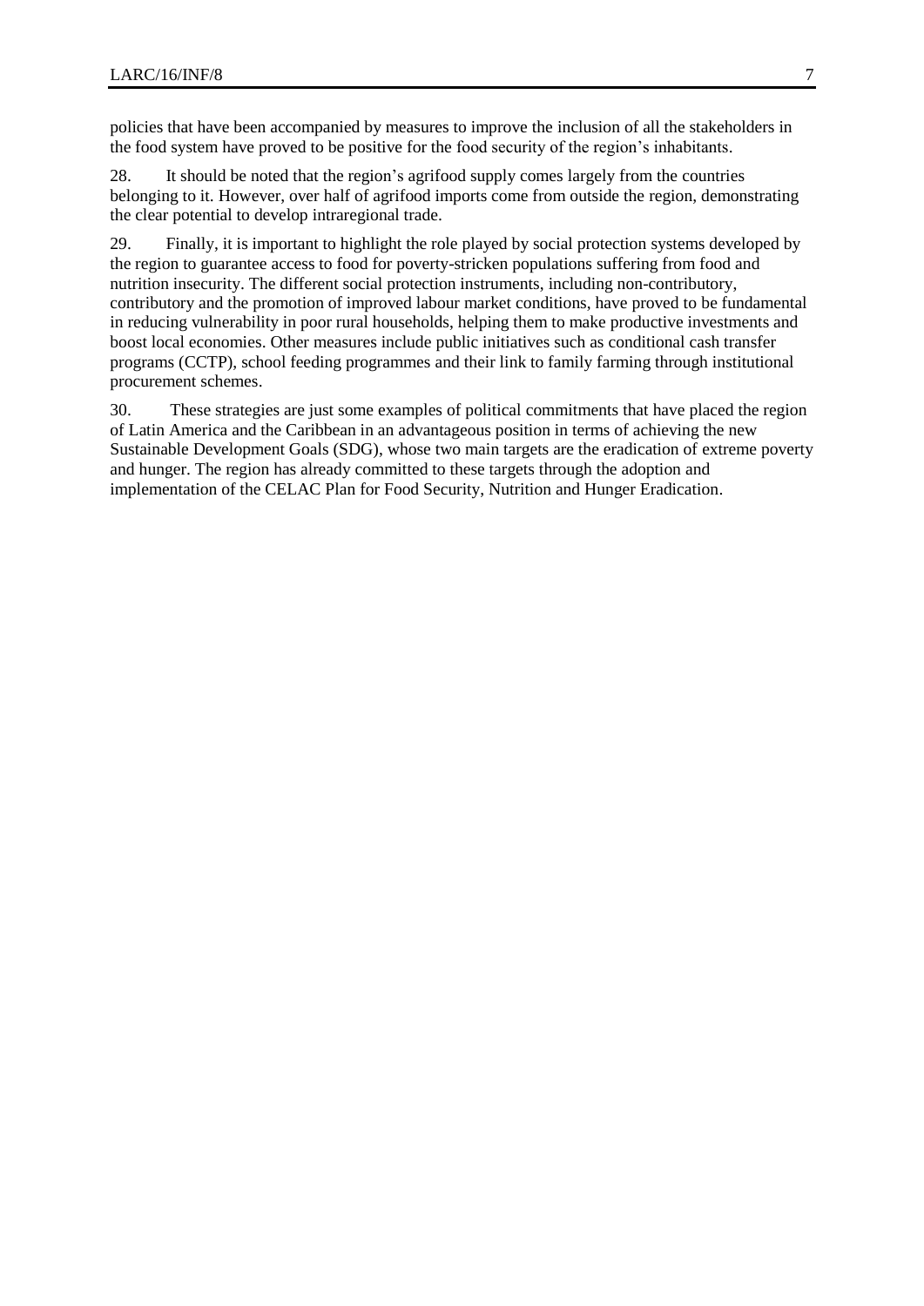policies that have been accompanied by measures to improve the inclusion of all the stakeholders in the food system have proved to be positive for the food security of the region's inhabitants.

28. It should be noted that the region's agrifood supply comes largely from the countries belonging to it. However, over half of agrifood imports come from outside the region, demonstrating the clear potential to develop intraregional trade.

29. Finally, it is important to highlight the role played by social protection systems developed by the region to guarantee access to food for poverty-stricken populations suffering from food and nutrition insecurity. The different social protection instruments, including non-contributory, contributory and the promotion of improved labour market conditions, have proved to be fundamental in reducing vulnerability in poor rural households, helping them to make productive investments and boost local economies. Other measures include public initiatives such as conditional cash transfer programs (CCTP), school feeding programmes and their link to family farming through institutional procurement schemes.

30. These strategies are just some examples of political commitments that have placed the region of Latin America and the Caribbean in an advantageous position in terms of achieving the new Sustainable Development Goals (SDG), whose two main targets are the eradication of extreme poverty and hunger. The region has already committed to these targets through the adoption and implementation of the CELAC Plan for Food Security, Nutrition and Hunger Eradication.